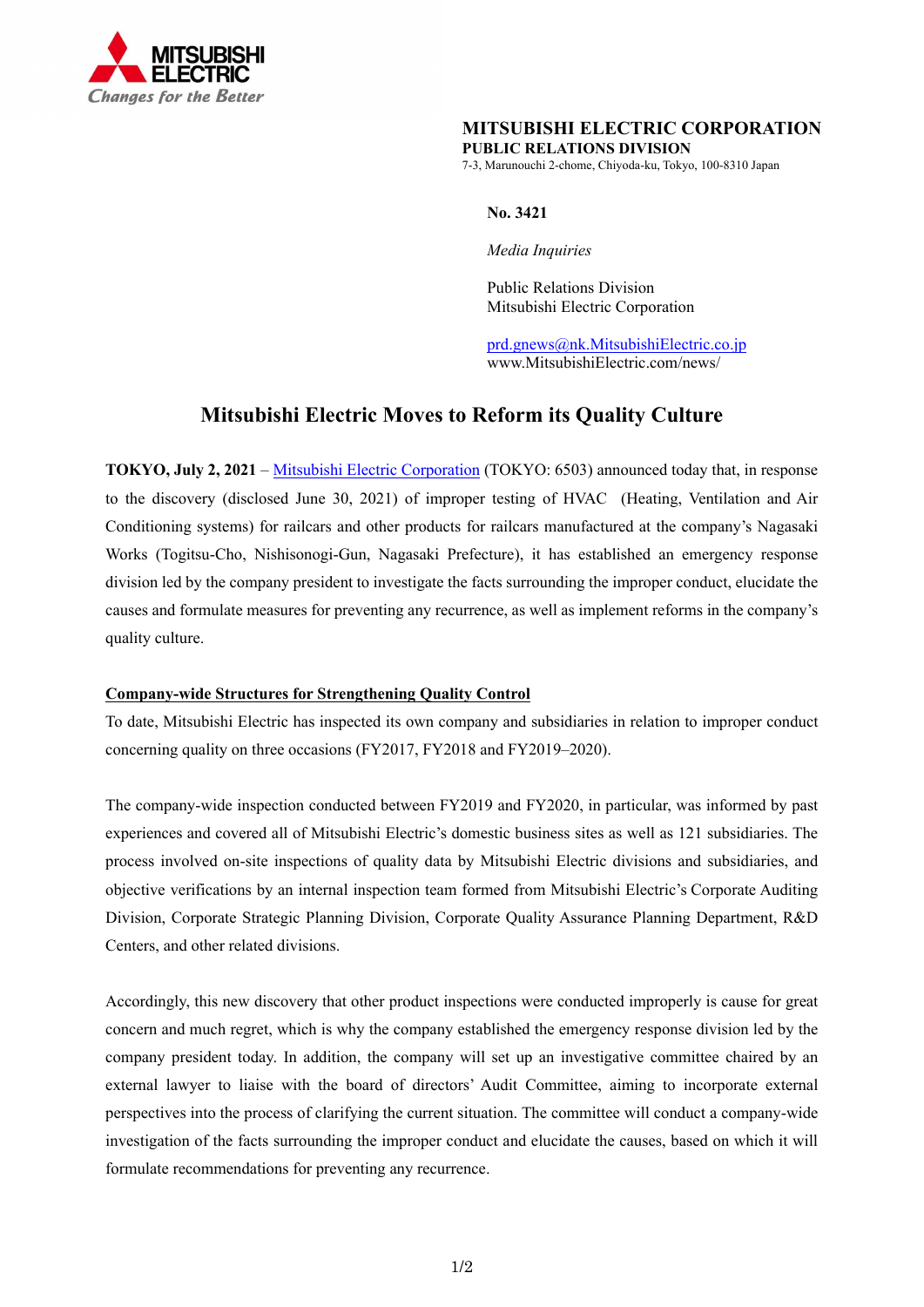**MITSUBISHI ELECTRIC CORPORATION**
**PUBLIC RELATIONS DIVISION**
7-3, Marunouchi 2-chome, Chiyoda-ku, Tokyo, 100-8310 Japan

**No. 3421**

*Media Inquiries*

Public Relations Division
Mitsubishi Electric Corporation

prd.gnews@nk.MitsubishiElectric.co.jp
www.MitsubishiElectric.com/news/

# Mitsubishi Electric Moves to Reform its Quality Culture

**TOKYO, July 2, 2021** – Mitsubishi Electric Corporation (TOKYO: 6503) announced today that, in response to the discovery (disclosed June 30, 2021) of improper testing of HVAC (Heating, Ventilation and Air Conditioning systems) for railcars and other products for railcars manufactured at the company's Nagasaki Works (Togitsu-Cho, Nishisonogi-Gun, Nagasaki Prefecture), it has established an emergency response division led by the company president to investigate the facts surrounding the improper conduct, elucidate the causes and formulate measures for preventing any recurrence, as well as implement reforms in the company's quality culture.

## Company-wide Structures for Strengthening Quality Control

To date, Mitsubishi Electric has inspected its own company and subsidiaries in relation to improper conduct concerning quality on three occasions (FY2017, FY2018 and FY2019–2020).

The company-wide inspection conducted between FY2019 and FY2020, in particular, was informed by past experiences and covered all of Mitsubishi Electric's domestic business sites as well as 121 subsidiaries. The process involved on-site inspections of quality data by Mitsubishi Electric divisions and subsidiaries, and objective verifications by an internal inspection team formed from Mitsubishi Electric's Corporate Auditing Division, Corporate Strategic Planning Division, Corporate Quality Assurance Planning Department, R&D Centers, and other related divisions.

Accordingly, this new discovery that other product inspections were conducted improperly is cause for great concern and much regret, which is why the company established the emergency response division led by the company president today. In addition, the company will set up an investigative committee chaired by an external lawyer to liaise with the board of directors' Audit Committee, aiming to incorporate external perspectives into the process of clarifying the current situation. The committee will conduct a company-wide investigation of the facts surrounding the improper conduct and elucidate the causes, based on which it will formulate recommendations for preventing any recurrence.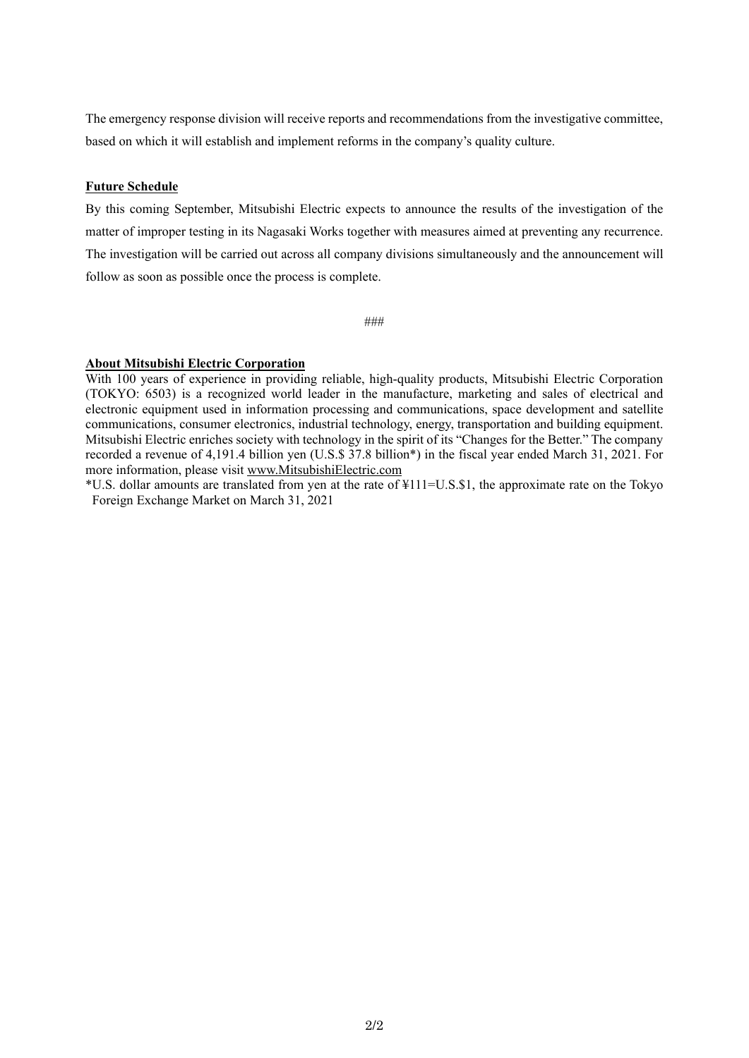The emergency response division will receive reports and recommendations from the investigative committee, based on which it will establish and implement reforms in the company's quality culture.

**Future Schedule**

By this coming September, Mitsubishi Electric expects to announce the results of the investigation of the matter of improper testing in its Nagasaki Works together with measures aimed at preventing any recurrence. The investigation will be carried out across all company divisions simultaneously and the announcement will follow as soon as possible once the process is complete.

###

**About Mitsubishi Electric Corporation**

With 100 years of experience in providing reliable, high-quality products, Mitsubishi Electric Corporation (TOKYO: 6503) is a recognized world leader in the manufacture, marketing and sales of electrical and electronic equipment used in information processing and communications, space development and satellite communications, consumer electronics, industrial technology, energy, transportation and building equipment. Mitsubishi Electric enriches society with technology in the spirit of its "Changes for the Better." The company recorded a revenue of 4,191.4 billion yen (U.S.$ 37.8 billion*) in the fiscal year ended March 31, 2021. For more information, please visit www.MitsubishiElectric.com

*U.S. dollar amounts are translated from yen at the rate of ¥111=U.S.$1, the approximate rate on the Tokyo Foreign Exchange Market on March 31, 2021